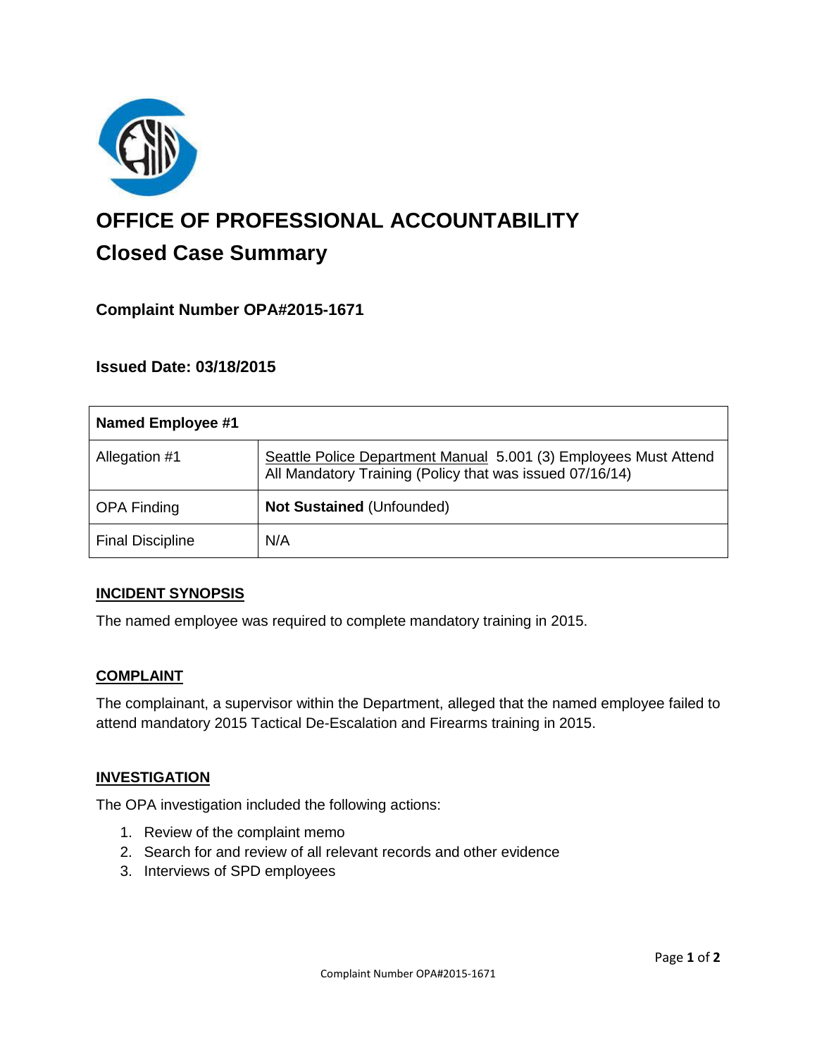# OFFICE OF PROFESSIONAL ACCOUNTABILITY

## Closed Case Summary

### Complaint Number OPA#2015-1671

### Issued Date: 03/18/2015

| Named Employee #1 | |
|---|---|
| Allegation #1 | Seattle Police Department Manual 5.001 (3) Employees Must Attend All Mandatory Training (Policy that was issued 07/16/14) |
| OPA Finding | **Not Sustained** (Unfounded) |
| Final Discipline | N/A |

#### INCIDENT SYNOPSIS

The named employee was required to complete mandatory training in 2015.

#### COMPLAINT

The complainant, a supervisor within the Department, alleged that the named employee failed to attend mandatory 2015 Tactical De-Escalation and Firearms training in 2015.

#### INVESTIGATION

The OPA investigation included the following actions:

1. Review of the complaint memo
2. Search for and review of all relevant records and other evidence
3. Interviews of SPD employees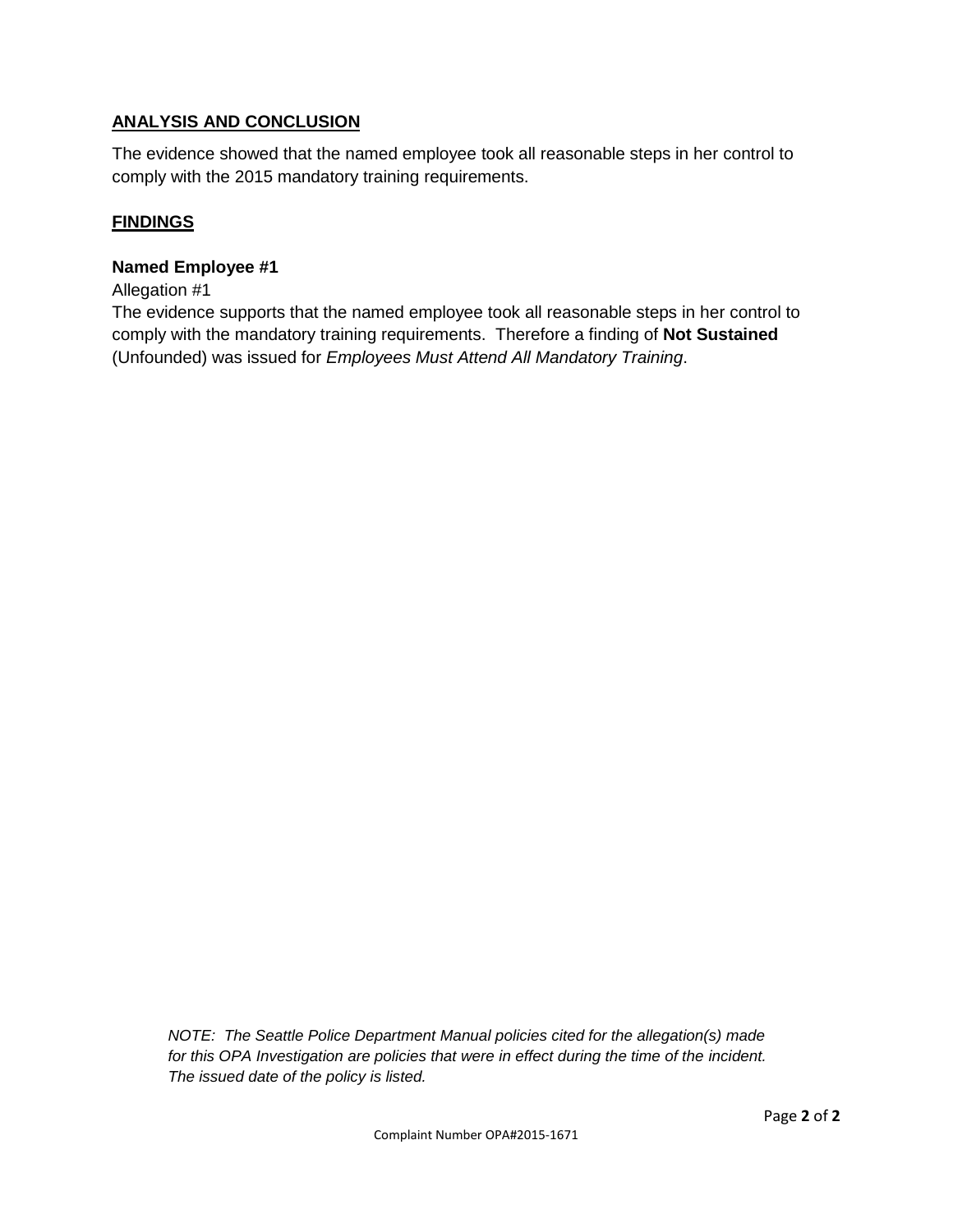## ANALYSIS AND CONCLUSION

The evidence showed that the named employee took all reasonable steps in her control to comply with the 2015 mandatory training requirements.

## FINDINGS

**Named Employee #1**

Allegation #1

The evidence supports that the named employee took all reasonable steps in her control to comply with the mandatory training requirements. Therefore a finding of **Not Sustained** (Unfounded) was issued for *Employees Must Attend All Mandatory Training*.

*NOTE: The Seattle Police Department Manual policies cited for the allegation(s) made for this OPA Investigation are policies that were in effect during the time of the incident. The issued date of the policy is listed.*

Complaint Number OPA#2015-1671